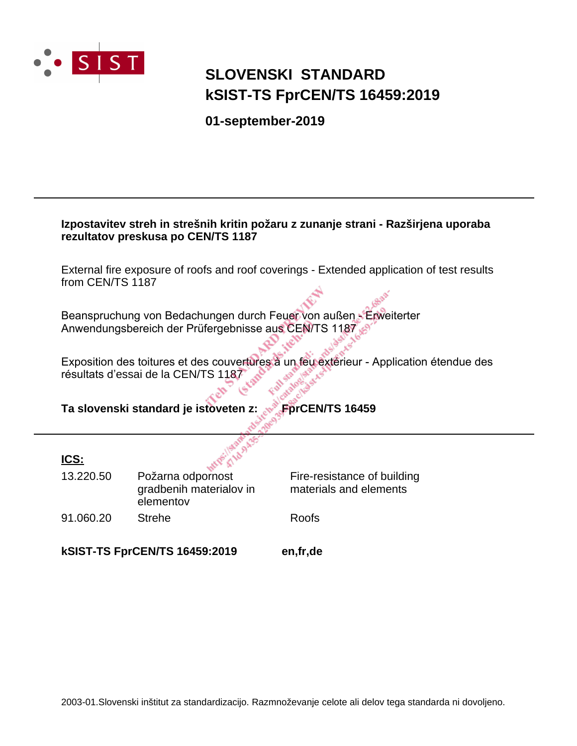SIST

# SLOVENSKI STANDARD
# kSIST-TS FprCEN/TS 16459:2019

**01-september-2019**

---

**Izpostavitev streh in strešnih kritin požaru z zunanje strani - Razširjena uporaba rezultatov preskusa po CEN/TS 1187**

External fire exposure of roofs and roof coverings - Extended application of test results from CEN/TS 1187

Beanspruchung von Bedachungen durch Feuer von außen - Erweiterter Anwendungsbereich der Prüfergebnisse aus CEN/TS 1187

Exposition des toitures et des couvertures à un feu extérieur - Application étendue des résultats d’essai de la CEN/TS 1187

**Ta slovenski standard je istoveten z: FprCEN/TS 16459**

---

**ICS:**

| | | |
|---|---|---|
| 13.220.50 | Požarna odpornost gradbenih materialov in elementov | Fire-resistance of building materials and elements |
| 91.060.20 | Strehe | Roofs |

**kSIST-TS FprCEN/TS 16459:2019** **en,fr,de**

2003-01.Slovenski inštitut za standardizacijo. Razmnoževanje celote ali delov tega standarda ni dovoljeno.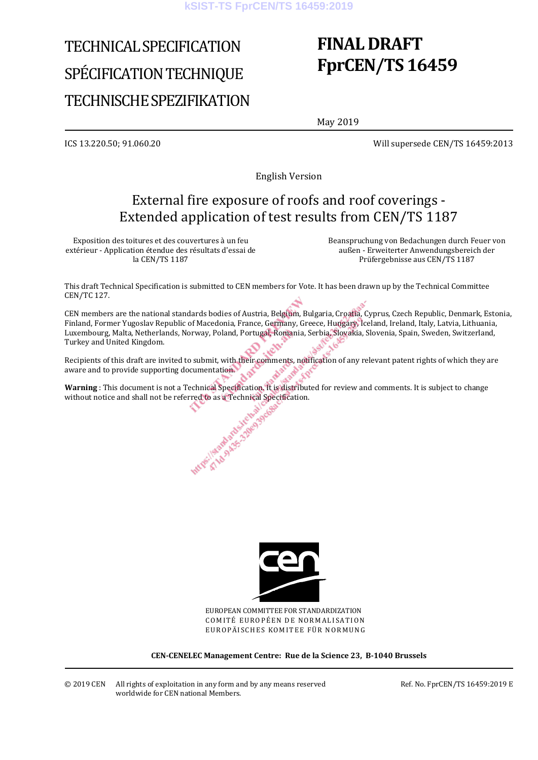# TECHNICAL SPECIFICATION
# SPÉCIFICATION TECHNIQUE
# TECHNISCHE SPEZIFIKATION

# FINAL DRAFT FprCEN/TS 16459

May 2019

ICS 13.220.50; 91.060.20

Will supersede CEN/TS 16459:2013

English Version

## External fire exposure of roofs and roof coverings - Extended application of test results from CEN/TS 1187

Exposition des toitures et des couvertures à un feu extérieur - Application étendue des résultats d'essai de la CEN/TS 1187

Beanspruchung von Bedachungen durch Feuer von außen - Erweiterter Anwendungsbereich der Prüfergebnisse aus CEN/TS 1187

This draft Technical Specification is submitted to CEN members for Vote. It has been drawn up by the Technical Committee CEN/TC 127.

CEN members are the national standards bodies of Austria, Belgium, Bulgaria, Croatia, Cyprus, Czech Republic, Denmark, Estonia, Finland, Former Yugoslav Republic of Macedonia, France, Germany, Greece, Hungary, Iceland, Ireland, Italy, Latvia, Lithuania, Luxembourg, Malta, Netherlands, Norway, Poland, Portugal, Romania, Serbia, Slovakia, Slovenia, Spain, Sweden, Switzerland, Turkey and United Kingdom.

Recipients of this draft are invited to submit, with their comments, notification of any relevant patent rights of which they are aware and to provide supporting documentation.

**Warning** : This document is not a Technical Specification. It is distributed for review and comments. It is subject to change without notice and shall not be referred to as a Technical Specification.

EUROPEAN COMMITTEE FOR STANDARDIZATION
COMITÉ EUROPÉEN DE NORMALISATION
EUROPÄISCHES KOMITEE FÜR NORMUNG

**CEN-CENELEC Management Centre: Rue de la Science 23, B-1040 Brussels**

© 2019 CEN All rights of exploitation in any form and by any means reserved worldwide for CEN national Members.

Ref. No. FprCEN/TS 16459:2019 E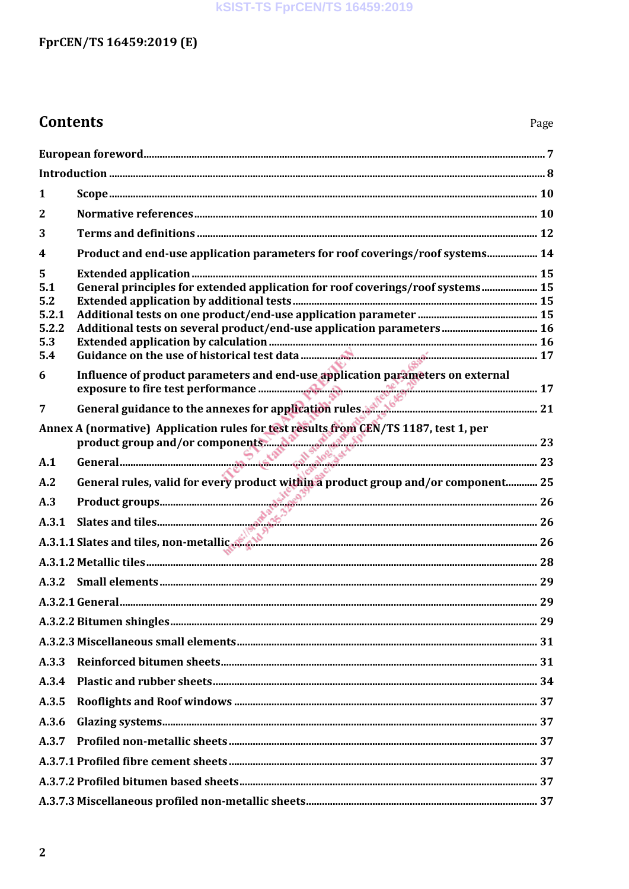# Contents

Page

European foreword ..... 7

Introduction ..... 8

1 Scope ..... 10

2 Normative references ..... 10

3 Terms and definitions ..... 12

4 Product and end-use application parameters for roof coverings/roof systems ..... 14

5 Extended application ..... 15
5.1 General principles for extended application for roof coverings/roof systems ..... 15
5.2 Extended application by additional tests ..... 15
5.2.1 Additional tests on one product/end-use application parameter ..... 15
5.2.2 Additional tests on several product/end-use application parameters ..... 16
5.3 Extended application by calculation ..... 16
5.4 Guidance on the use of historical test data ..... 17

6 Influence of product parameters and end-use application parameters on external exposure to fire test performance ..... 17

7 General guidance to the annexes for application rules ..... 21

Annex A (normative) Application rules for test results from CEN/TS 1187, test 1, per product group and/or components ..... 23

A.1 General ..... 23

A.2 General rules, valid for every product within a product group and/or component ..... 25

A.3 Product groups ..... 26

A.3.1 Slates and tiles ..... 26

A.3.1.1 Slates and tiles, non-metallic ..... 26

A.3.1.2 Metallic tiles ..... 28

A.3.2 Small elements ..... 29

A.3.2.1 General ..... 29

A.3.2.2 Bitumen shingles ..... 29

A.3.2.3 Miscellaneous small elements ..... 31

A.3.3 Reinforced bitumen sheets ..... 31

A.3.4 Plastic and rubber sheets ..... 34

A.3.5 Rooflights and Roof windows ..... 37

A.3.6 Glazing systems ..... 37

A.3.7 Profiled non-metallic sheets ..... 37

A.3.7.1 Profiled fibre cement sheets ..... 37

A.3.7.2 Profiled bitumen based sheets ..... 37

A.3.7.3 Miscellaneous profiled non-metallic sheets ..... 37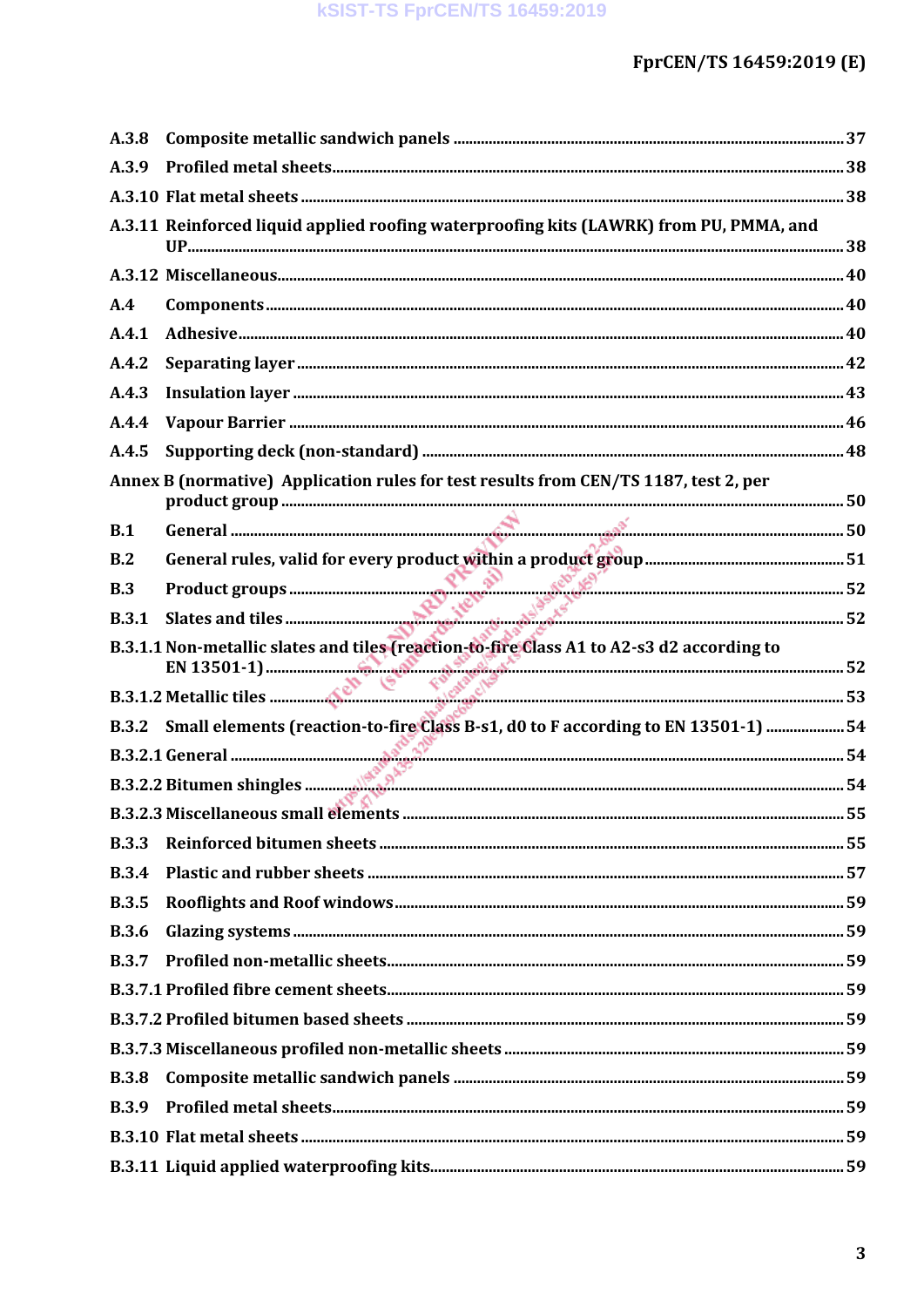A.3.8 Composite metallic sandwich panels ..... 37

A.3.9 Profiled metal sheets ..... 38

A.3.10 Flat metal sheets ..... 38

A.3.11 Reinforced liquid applied roofing waterproofing kits (LAWRK) from PU, PMMA, and UP ..... 38

A.3.12 Miscellaneous ..... 40

A.4 Components ..... 40

A.4.1 Adhesive ..... 40

A.4.2 Separating layer ..... 42

A.4.3 Insulation layer ..... 43

A.4.4 Vapour Barrier ..... 46

A.4.5 Supporting deck (non-standard) ..... 48

Annex B (normative) Application rules for test results from CEN/TS 1187, test 2, per product group ..... 50

B.1 General ..... 50

B.2 General rules, valid for every product within a product group ..... 51

B.3 Product groups ..... 52

B.3.1 Slates and tiles ..... 52

B.3.1.1 Non-metallic slates and tiles (reaction-to-fire Class A1 to A2-s3 d2 according to EN 13501-1) ..... 52

B.3.1.2 Metallic tiles ..... 53

B.3.2 Small elements (reaction-to-fire Class B-s1, d0 to F according to EN 13501-1) ..... 54

B.3.2.1 General ..... 54

B.3.2.2 Bitumen shingles ..... 54

B.3.2.3 Miscellaneous small elements ..... 55

B.3.3 Reinforced bitumen sheets ..... 55

B.3.4 Plastic and rubber sheets ..... 57

B.3.5 Rooflights and Roof windows ..... 59

B.3.6 Glazing systems ..... 59

B.3.7 Profiled non-metallic sheets ..... 59

B.3.7.1 Profiled fibre cement sheets ..... 59

B.3.7.2 Profiled bitumen based sheets ..... 59

B.3.7.3 Miscellaneous profiled non-metallic sheets ..... 59

B.3.8 Composite metallic sandwich panels ..... 59

B.3.9 Profiled metal sheets ..... 59

B.3.10 Flat metal sheets ..... 59

B.3.11 Liquid applied waterproofing kits ..... 59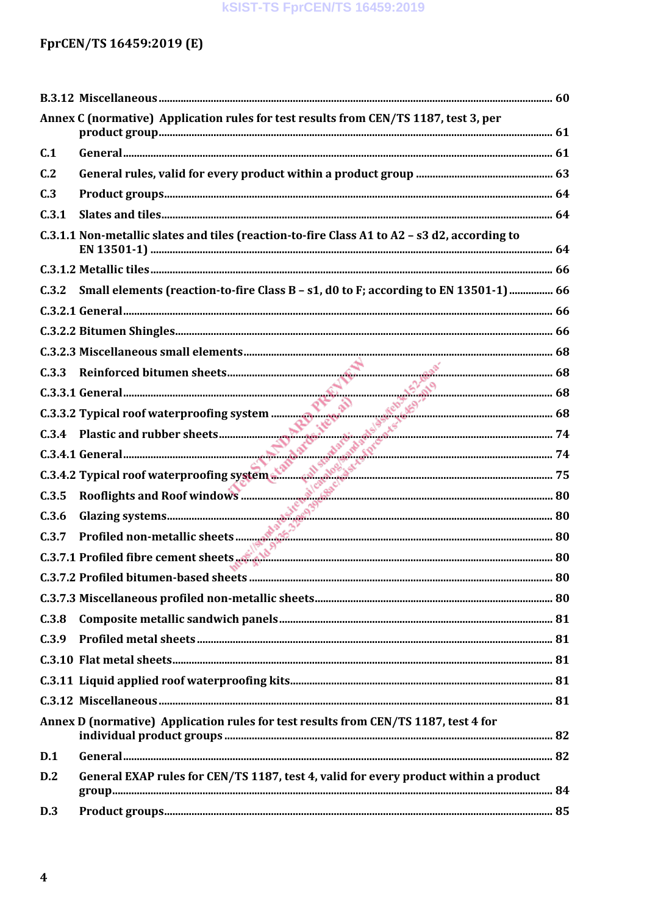B.3.12 Miscellaneous ........................................................................................................................ 60

Annex C (normative) Application rules for test results from CEN/TS 1187, test 3, per product group ........................................................................................................................ 61

C.1 General ........................................................................................................................ 61

C.2 General rules, valid for every product within a product group ........................................ 63

C.3 Product groups ........................................................................................................................ 64

C.3.1 Slates and tiles ........................................................................................................................ 64

C.3.1.1 Non-metallic slates and tiles (reaction-to-fire Class A1 to A2 – s3 d2, according to EN 13501-1) ........................................................................................................................ 64

C.3.1.2 Metallic tiles ........................................................................................................................ 66

C.3.2 Small elements (reaction-to-fire Class B – s1, d0 to F; according to EN 13501-1) ............... 66

C.3.2.1 General ........................................................................................................................ 66

C.3.2.2 Bitumen Shingles ........................................................................................................................ 66

C.3.2.3 Miscellaneous small elements ........................................................................................................................ 68

C.3.3 Reinforced bitumen sheets ........................................................................................................................ 68

C.3.3.1 General ........................................................................................................................ 68

C.3.3.2 Typical roof waterproofing system ........................................................................................................................ 68

C.3.4 Plastic and rubber sheets ........................................................................................................................ 74

C.3.4.1 General ........................................................................................................................ 74

C.3.4.2 Typical roof waterproofing system ........................................................................................................................ 75

C.3.5 Rooflights and Roof windows ........................................................................................................................ 80

C.3.6 Glazing systems ........................................................................................................................ 80

C.3.7 Profiled non-metallic sheets ........................................................................................................................ 80

C.3.7.1 Profiled fibre cement sheets ........................................................................................................................ 80

C.3.7.2 Profiled bitumen-based sheets ........................................................................................................................ 80

C.3.7.3 Miscellaneous profiled non-metallic sheets ........................................................................................................................ 80

C.3.8 Composite metallic sandwich panels ........................................................................................................................ 81

C.3.9 Profiled metal sheets ........................................................................................................................ 81

C.3.10 Flat metal sheets ........................................................................................................................ 81

C.3.11 Liquid applied roof waterproofing kits ........................................................................................................................ 81

C.3.12 Miscellaneous ........................................................................................................................ 81

Annex D (normative) Application rules for test results from CEN/TS 1187, test 4 for individual product groups ........................................................................................................................ 82

D.1 General ........................................................................................................................ 82

D.2 General EXAP rules for CEN/TS 1187, test 4, valid for every product within a product group ........................................................................................................................ 84

D.3 Product groups ........................................................................................................................ 85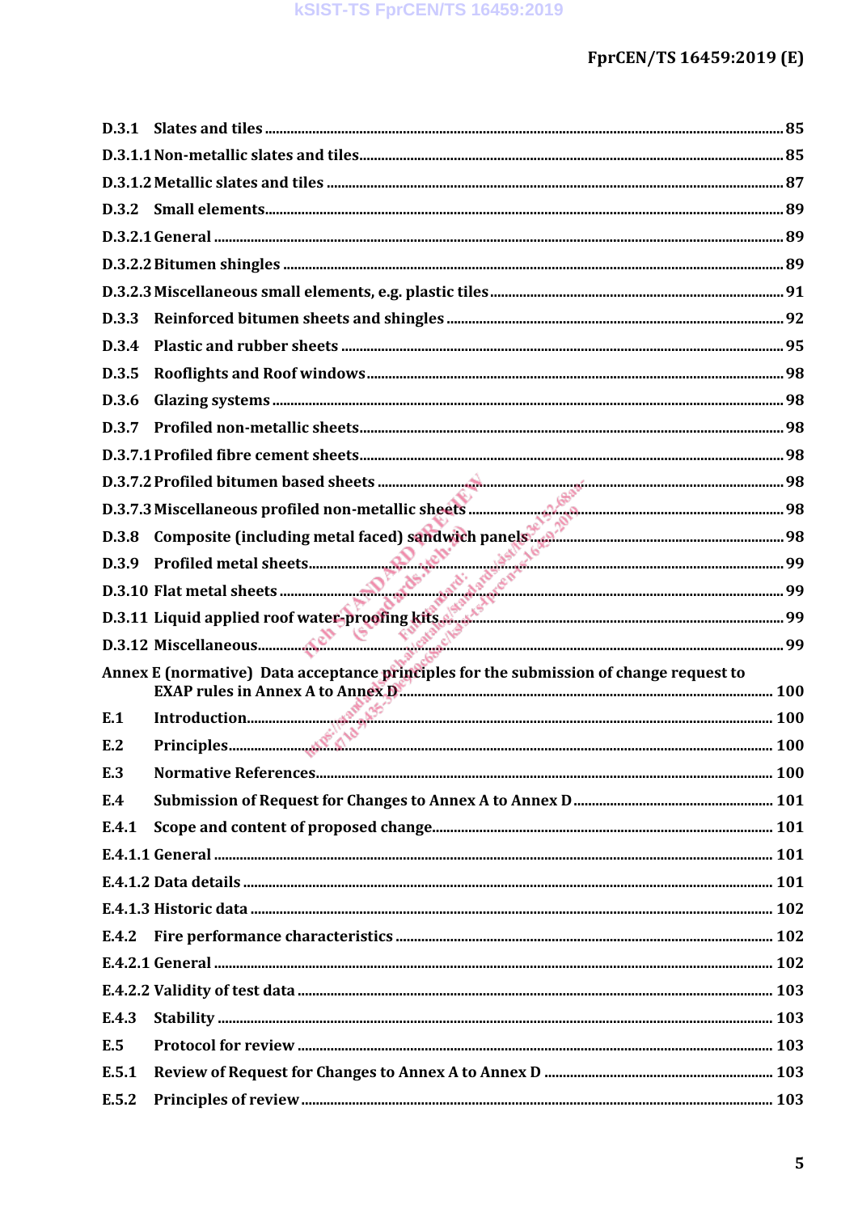D.3.1 Slates and tiles ........................................................................................................................ 85

D.3.1.1 Non-metallic slates and tiles................................................................................................. 85

D.3.1.2 Metallic slates and tiles ........................................................................................................ 87

D.3.2 Small elements........................................................................................................................ 89

D.3.2.1 General ..................................................................................................................................... 89

D.3.2.2 Bitumen shingles ................................................................................................................... 89

D.3.2.3 Miscellaneous small elements, e.g. plastic tiles.............................................................. 91

D.3.3 Reinforced bitumen sheets and shingles ......................................................................... 92

D.3.4 Plastic and rubber sheets ..................................................................................................... 95

D.3.5 Rooflights and Roof windows.............................................................................................. 98

D.3.6 Glazing systems ...................................................................................................................... 98

D.3.7 Profiled non-metallic sheets................................................................................................ 98

D.3.7.1 Profiled fibre cement sheets................................................................................................ 98

D.3.7.2 Profiled bitumen based sheets ........................................................................................... 98

D.3.7.3 Miscellaneous profiled non-metallic sheets .................................................................... 98

D.3.8 Composite (including metal faced) sandwich panels..................................................... 98

D.3.9 Profiled metal sheets.............................................................................................................. 99

D.3.10 Flat metal sheets ................................................................................................................... 99

D.3.11 Liquid applied roof water-proofing kits.......................................................................... 99

D.3.12 Miscellaneous........................................................................................................................ 99

Annex E (normative) Data acceptance principles for the submission of change request to EXAP rules in Annex A to Annex D.................................................................................................. 100

E.1 Introduction............................................................................................................................... 100

E.2 Principles.................................................................................................................................... 100

E.3 Normative References.............................................................................................................. 100

E.4 Submission of Request for Changes to Annex A to Annex D ........................................... 101

E.4.1 Scope and content of proposed change............................................................................. 101

E.4.1.1 General .................................................................................................................................... 101

E.4.1.2 Data details ............................................................................................................................ 101

E.4.1.3 Historic data .......................................................................................................................... 102

E.4.2 Fire performance characteristics ...................................................................................... 102

E.4.2.1 General .................................................................................................................................... 102

E.4.2.2 Validity of test data .............................................................................................................. 103

E.4.3 Stability ..................................................................................................................................... 103

E.5 Protocol for review .................................................................................................................. 103

E.5.1 Review of Request for Changes to Annex A to Annex D ................................................ 103

E.5.2 Principles of review................................................................................................................ 103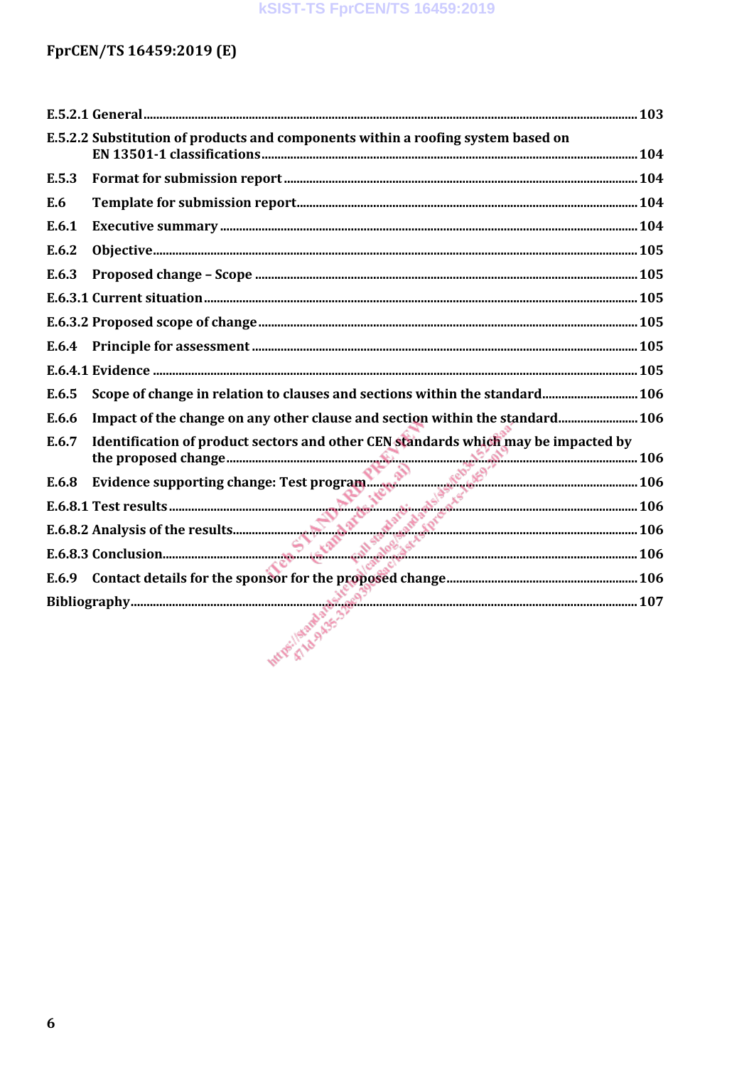E.5.2.1 General ........................................................................................................................................ 103

E.5.2.2 Substitution of products and components within a roofing system based on EN 13501-1 classifications .................................................................................................................... 104

E.5.3 Format for submission report ............................................................................................................. 104

E.6 Template for submission report ......................................................................................................... 104

E.6.1 Executive summary ................................................................................................................................ 104

E.6.2 Objective ..................................................................................................................................................... 105

E.6.3 Proposed change – Scope ...................................................................................................................... 105

E.6.3.1 Current situation ...................................................................................................................................... 105

E.6.3.2 Proposed scope of change .................................................................................................................... 105

E.6.4 Principle for assessment ...................................................................................................................... 105

E.6.4.1 Evidence ..................................................................................................................................................... 105

E.6.5 Scope of change in relation to clauses and sections within the standard .............................. 106

E.6.6 Impact of the change on any other clause and section within the standard ......................... 106

E.6.7 Identification of product sectors and other CEN standards which may be impacted by the proposed change ............................................................................................................................... 106

E.6.8 Evidence supporting change: Test program .................................................................................. 106

E.6.8.1 Test results ................................................................................................................................................ 106

E.6.8.2 Analysis of the results ............................................................................................................................ 106

E.6.8.3 Conclusion .................................................................................................................................................. 106

E.6.9 Contact details for the sponsor for the proposed change ........................................................... 106

Bibliography .......................................................................................................................................................... 107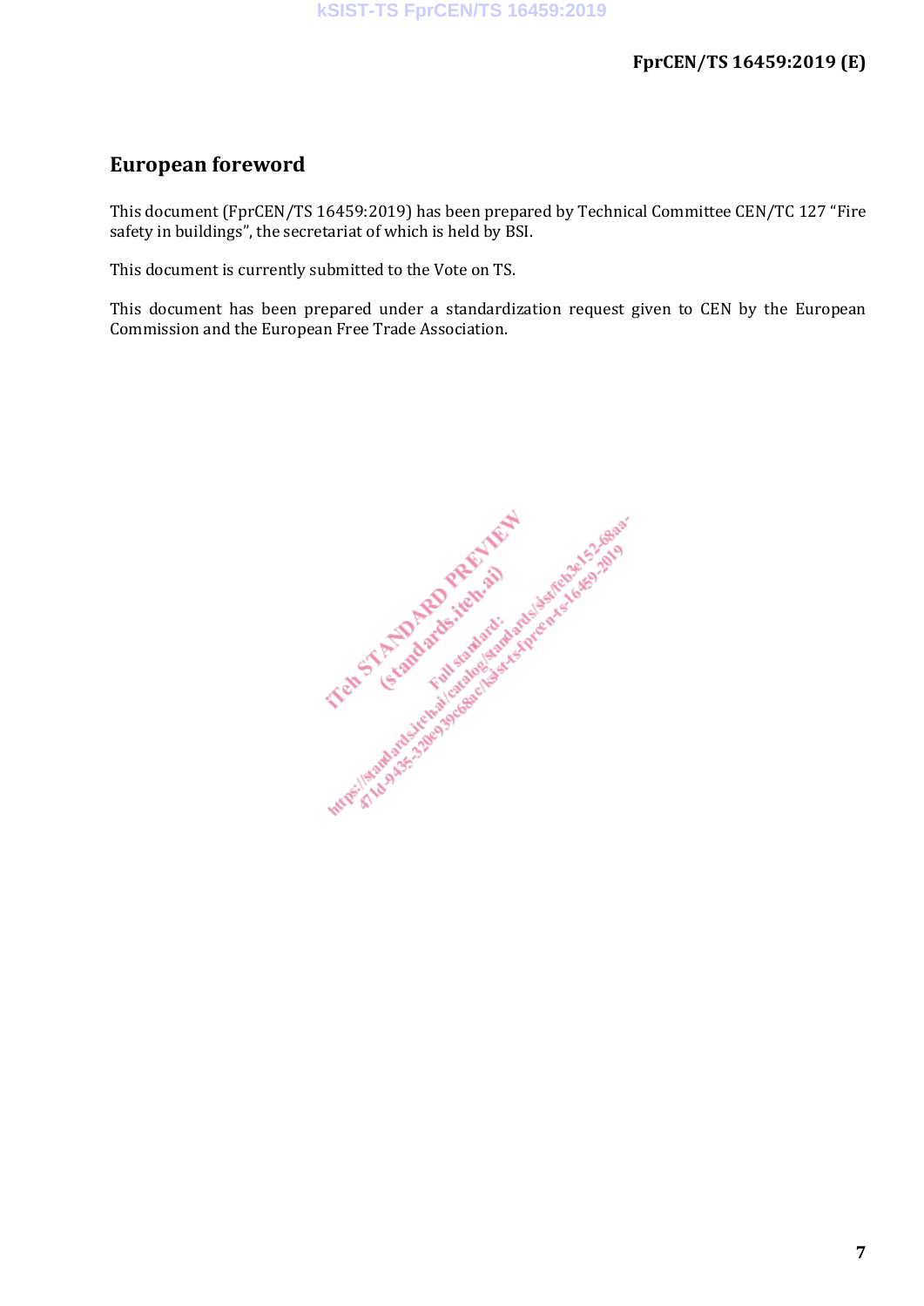# European foreword

This document (FprCEN/TS 16459:2019) has been prepared by Technical Committee CEN/TC 127 “Fire safety in buildings”, the secretariat of which is held by BSI.

This document is currently submitted to the Vote on TS.

This document has been prepared under a standardization request given to CEN by the European Commission and the European Free Trade Association.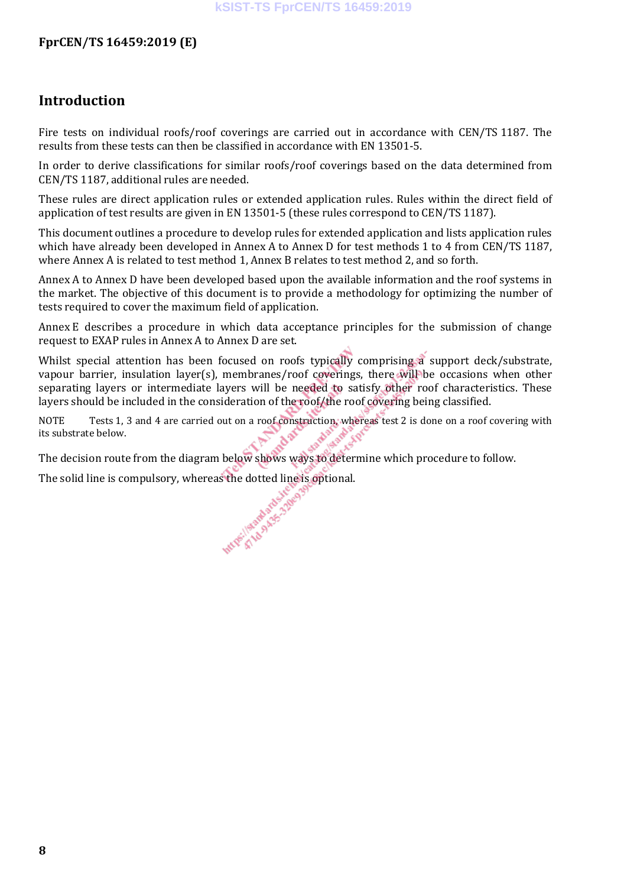# Introduction

Fire tests on individual roofs/roof coverings are carried out in accordance with CEN/TS 1187. The results from these tests can then be classified in accordance with EN 13501-5.

In order to derive classifications for similar roofs/roof coverings based on the data determined from CEN/TS 1187, additional rules are needed.

These rules are direct application rules or extended application rules. Rules within the direct field of application of test results are given in EN 13501-5 (these rules correspond to CEN/TS 1187).

This document outlines a procedure to develop rules for extended application and lists application rules which have already been developed in Annex A to Annex D for test methods 1 to 4 from CEN/TS 1187, where Annex A is related to test method 1, Annex B relates to test method 2, and so forth.

Annex A to Annex D have been developed based upon the available information and the roof systems in the market. The objective of this document is to provide a methodology for optimizing the number of tests required to cover the maximum field of application.

Annex E describes a procedure in which data acceptance principles for the submission of change request to EXAP rules in Annex A to Annex D are set.

Whilst special attention has been focused on roofs typically comprising a support deck/substrate, vapour barrier, insulation layer(s), membranes/roof coverings, there will be occasions when other separating layers or intermediate layers will be needed to satisfy other roof characteristics. These layers should be included in the consideration of the roof/the roof covering being classified.

NOTE Tests 1, 3 and 4 are carried out on a roof construction, whereas test 2 is done on a roof covering with its substrate below.

The decision route from the diagram below shows ways to determine which procedure to follow.

The solid line is compulsory, whereas the dotted line is optional.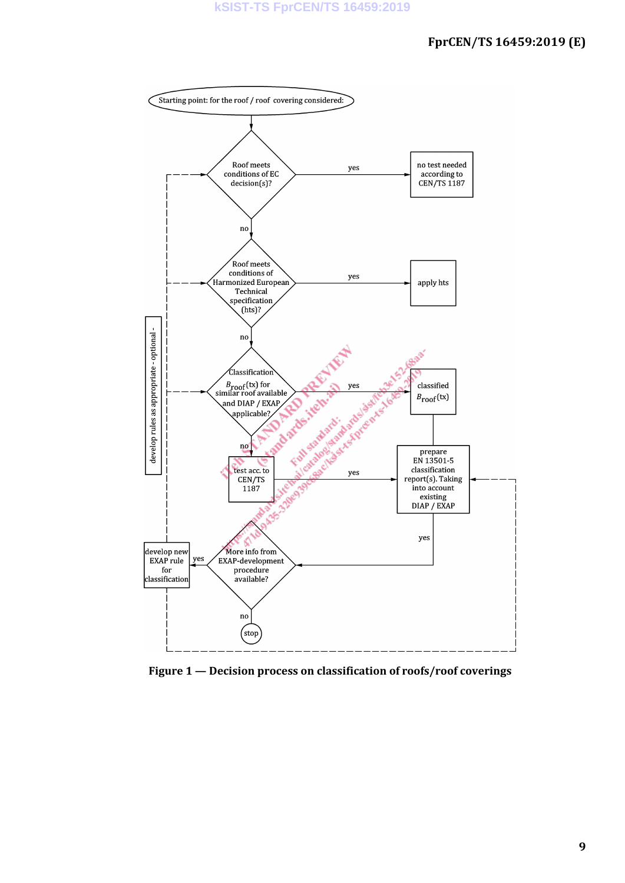Starting point: for the roof / roof covering considered:

Roof meets conditions of EC decision(s)?

yes

no test needed according to CEN/TS 1187

no

Roof meets conditions of Harmonized European Technical specification (hts)?

yes

apply hts

no

Classification $B_{roof}$(tx) for similar roof available and DIAP / EXAP applicable?

yes

classified $B_{roof}$(tx)

no

test acc. to CEN/TS 1187

yes

prepare EN 13501-5 classification report(s). Taking into account existing DIAP / EXAP

yes

develop rules as appropriate - optional -

develop new EXAP rule for classification

yes

More info from EXAP-development procedure available?

no

stop

Figure 1 — Decision process on classification of roofs/roof coverings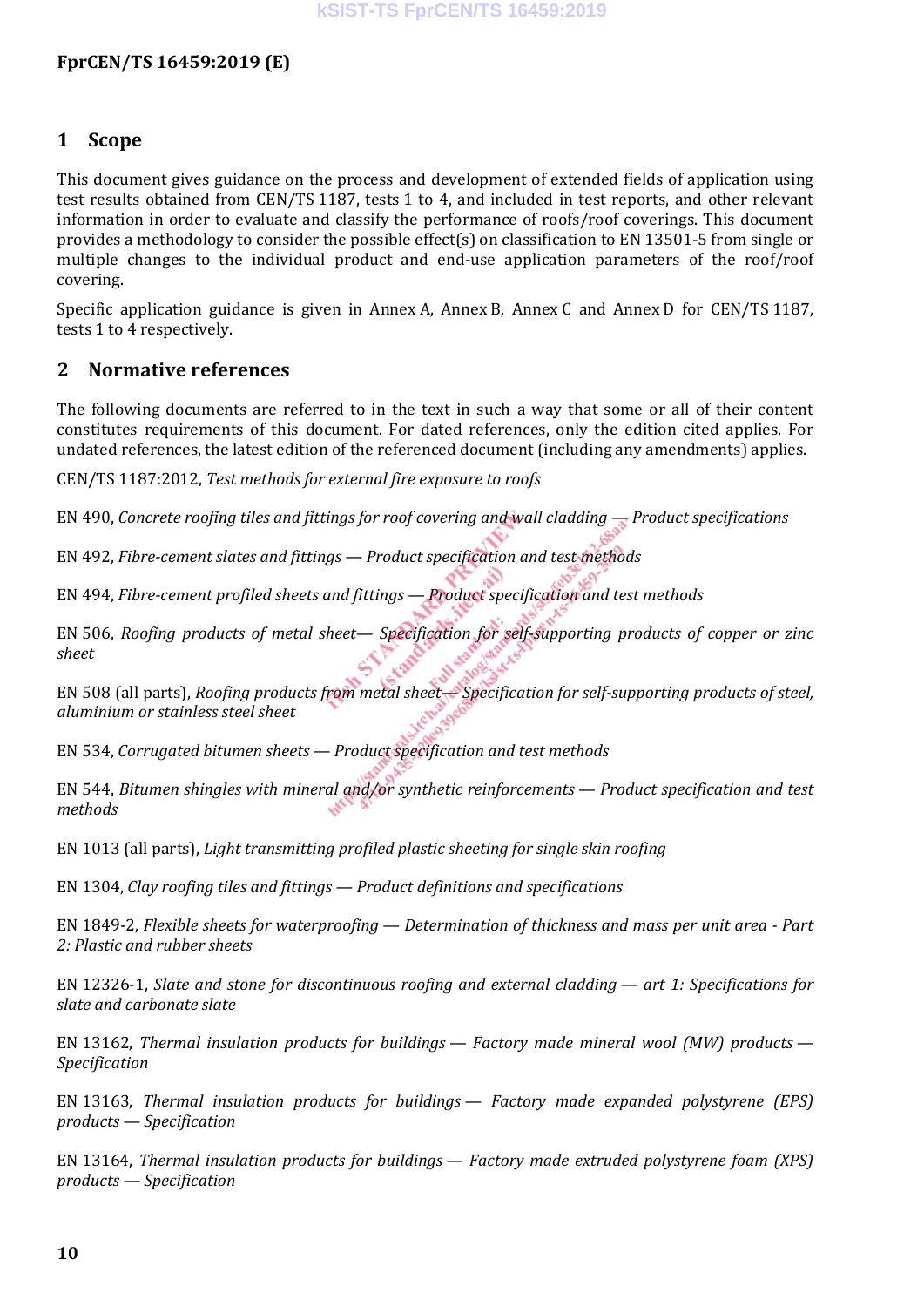## 1 Scope

This document gives guidance on the process and development of extended fields of application using test results obtained from CEN/TS 1187, tests 1 to 4, and included in test reports, and other relevant information in order to evaluate and classify the performance of roofs/roof coverings. This document provides a methodology to consider the possible effect(s) on classification to EN 13501-5 from single or multiple changes to the individual product and end-use application parameters of the roof/roof covering.

Specific application guidance is given in Annex A, Annex B, Annex C and Annex D for CEN/TS 1187, tests 1 to 4 respectively.

## 2 Normative references

The following documents are referred to in the text in such a way that some or all of their content constitutes requirements of this document. For dated references, only the edition cited applies. For undated references, the latest edition of the referenced document (including any amendments) applies.

CEN/TS 1187:2012, *Test methods for external fire exposure to roofs*

EN 490, *Concrete roofing tiles and fittings for roof covering and wall cladding — Product specifications*

EN 492, *Fibre-cement slates and fittings — Product specification and test methods*

EN 494, *Fibre-cement profiled sheets and fittings — Product specification and test methods*

EN 506, *Roofing products of metal sheet— Specification for self-supporting products of copper or zinc sheet*

EN 508 (all parts), *Roofing products from metal sheet — Specification for self-supporting products of steel, aluminium or stainless steel sheet*

EN 534, *Corrugated bitumen sheets — Product specification and test methods*

EN 544, *Bitumen shingles with mineral and/or synthetic reinforcements — Product specification and test methods*

EN 1013 (all parts), *Light transmitting profiled plastic sheeting for single skin roofing*

EN 1304, *Clay roofing tiles and fittings — Product definitions and specifications*

EN 1849-2, *Flexible sheets for waterproofing — Determination of thickness and mass per unit area - Part 2: Plastic and rubber sheets*

EN 12326-1, *Slate and stone for discontinuous roofing and external cladding — art 1: Specifications for slate and carbonate slate*

EN 13162, *Thermal insulation products for buildings — Factory made mineral wool (MW) products — Specification*

EN 13163, *Thermal insulation products for buildings — Factory made expanded polystyrene (EPS) products — Specification*

EN 13164, *Thermal insulation products for buildings — Factory made extruded polystyrene foam (XPS) products — Specification*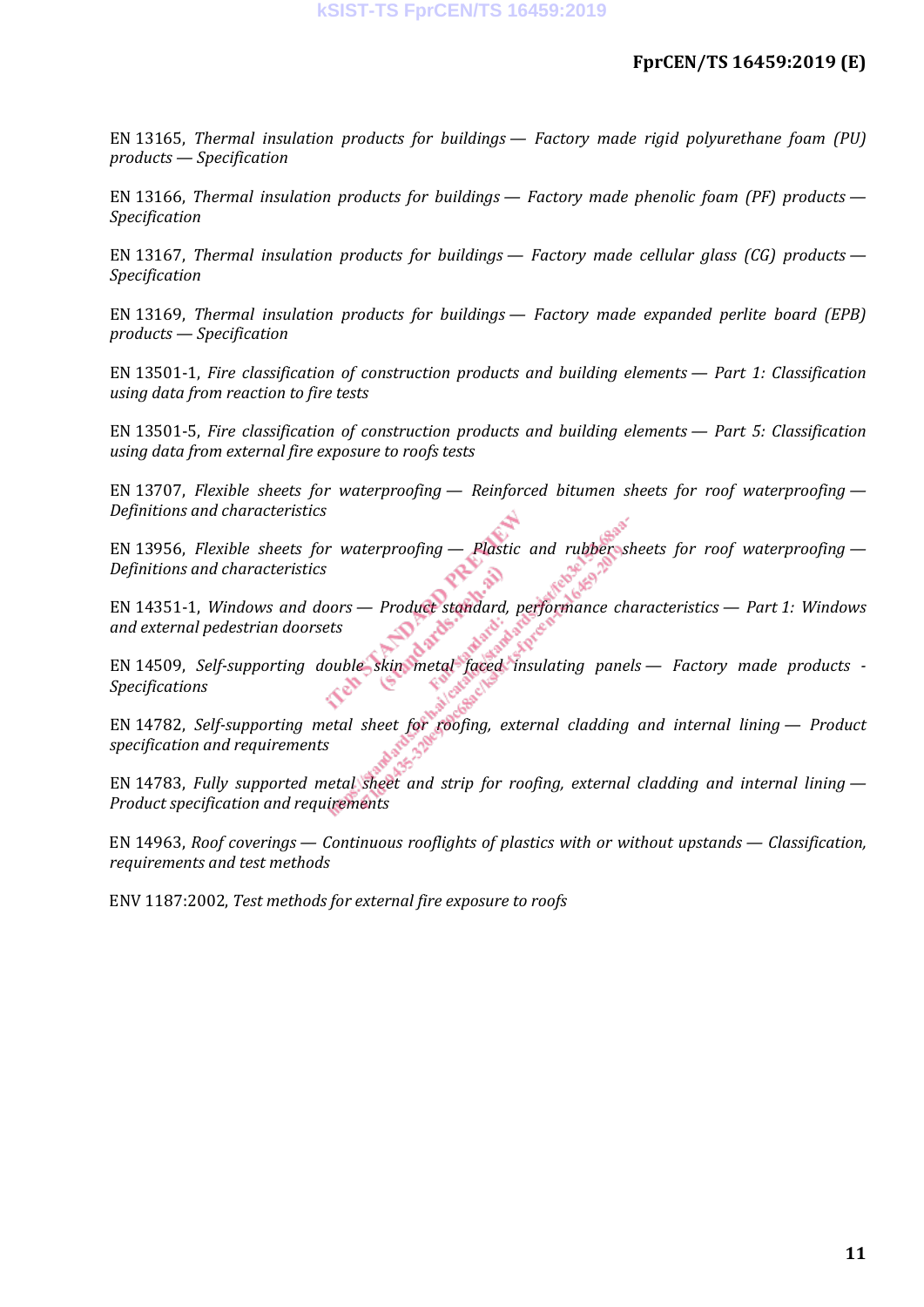EN 13165, *Thermal insulation products for buildings — Factory made rigid polyurethane foam (PU) products — Specification*

EN 13166, *Thermal insulation products for buildings — Factory made phenolic foam (PF) products — Specification*

EN 13167, *Thermal insulation products for buildings — Factory made cellular glass (CG) products — Specification*

EN 13169, *Thermal insulation products for buildings — Factory made expanded perlite board (EPB) products — Specification*

EN 13501-1, *Fire classification of construction products and building elements — Part 1: Classification using data from reaction to fire tests*

EN 13501-5, *Fire classification of construction products and building elements — Part 5: Classification using data from external fire exposure to roofs tests*

EN 13707, *Flexible sheets for waterproofing — Reinforced bitumen sheets for roof waterproofing — Definitions and characteristics*

EN 13956, *Flexible sheets for waterproofing — Plastic and rubber sheets for roof waterproofing — Definitions and characteristics*

EN 14351-1, *Windows and doors — Product standard, performance characteristics — Part 1: Windows and external pedestrian doorsets*

EN 14509, *Self-supporting double skin metal faced insulating panels — Factory made products - Specifications*

EN 14782, *Self-supporting metal sheet for roofing, external cladding and internal lining — Product specification and requirements*

EN 14783, *Fully supported metal sheet and strip for roofing, external cladding and internal lining — Product specification and requirements*

EN 14963, *Roof coverings — Continuous rooflights of plastics with or without upstands — Classification, requirements and test methods*

ENV 1187:2002, *Test methods for external fire exposure to roofs*